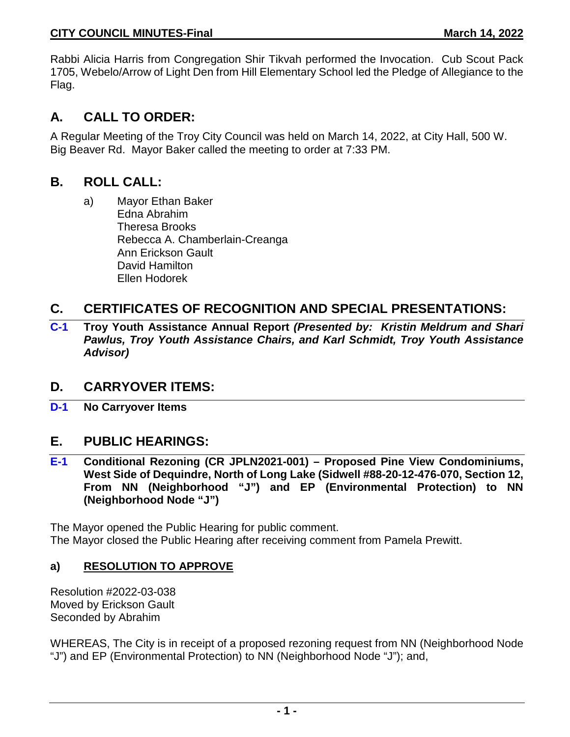Rabbi Alicia Harris from Congregation Shir Tikvah performed the Invocation. Cub Scout Pack 1705, Webelo/Arrow of Light Den from Hill Elementary School led the Pledge of Allegiance to the Flag.

## A. CALL TO ORDER:

A Regular Meeting of the Troy City Council was held on March 14, 2022, at City Hall, 500 W. Big Beaver Rd. Mayor Baker called the meeting to order at 7:33 PM.

## B. ROLL CALL:

a) Mayor Ethan Baker
Edna Abrahim
Theresa Brooks
Rebecca A. Chamberlain-Creanga
Ann Erickson Gault
David Hamilton
Ellen Hodorek

## C. CERTIFICATES OF RECOGNITION AND SPECIAL PRESENTATIONS:

**C-1 Troy Youth Assistance Annual Report *(Presented by: Kristin Meldrum and Shari Pawlus, Troy Youth Assistance Chairs, and Karl Schmidt, Troy Youth Assistance Advisor)***

## D. CARRYOVER ITEMS:

**D-1 No Carryover Items**

## E. PUBLIC HEARINGS:

**E-1 Conditional Rezoning (CR JPLN2021-001) – Proposed Pine View Condominiums, West Side of Dequindre, North of Long Lake (Sidwell #88-20-12-476-070, Section 12, From NN (Neighborhood "J") and EP (Environmental Protection) to NN (Neighborhood Node "J")**

The Mayor opened the Public Hearing for public comment.
The Mayor closed the Public Hearing after receiving comment from Pamela Prewitt.

### a) RESOLUTION TO APPROVE

Resolution #2022-03-038
Moved by Erickson Gault
Seconded by Abrahim

WHEREAS, The City is in receipt of a proposed rezoning request from NN (Neighborhood Node "J") and EP (Environmental Protection) to NN (Neighborhood Node "J"); and,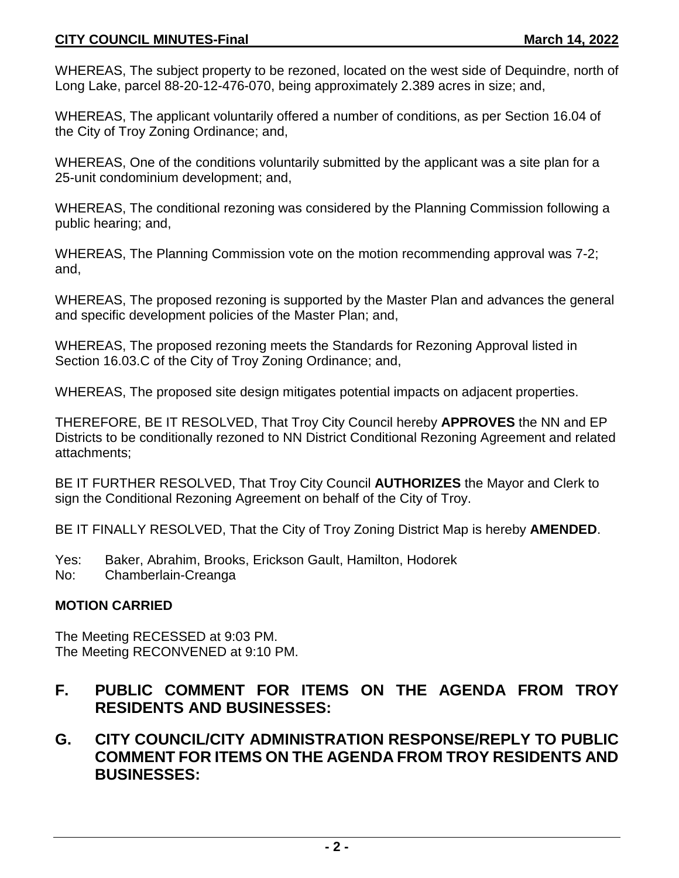WHEREAS, The subject property to be rezoned, located on the west side of Dequindre, north of Long Lake, parcel 88-20-12-476-070, being approximately 2.389 acres in size; and,

WHEREAS, The applicant voluntarily offered a number of conditions, as per Section 16.04 of the City of Troy Zoning Ordinance; and,

WHEREAS, One of the conditions voluntarily submitted by the applicant was a site plan for a 25-unit condominium development; and,

WHEREAS, The conditional rezoning was considered by the Planning Commission following a public hearing; and,

WHEREAS, The Planning Commission vote on the motion recommending approval was 7-2; and,

WHEREAS, The proposed rezoning is supported by the Master Plan and advances the general and specific development policies of the Master Plan; and,

WHEREAS, The proposed rezoning meets the Standards for Rezoning Approval listed in Section 16.03.C of the City of Troy Zoning Ordinance; and,

WHEREAS, The proposed site design mitigates potential impacts on adjacent properties.

THEREFORE, BE IT RESOLVED, That Troy City Council hereby **APPROVES** the NN and EP Districts to be conditionally rezoned to NN District Conditional Rezoning Agreement and related attachments;

BE IT FURTHER RESOLVED, That Troy City Council **AUTHORIZES** the Mayor and Clerk to sign the Conditional Rezoning Agreement on behalf of the City of Troy.

BE IT FINALLY RESOLVED, That the City of Troy Zoning District Map is hereby **AMENDED**.

Yes: Baker, Abrahim, Brooks, Erickson Gault, Hamilton, Hodorek
No: Chamberlain-Creanga

**MOTION CARRIED**

The Meeting RECESSED at 9:03 PM.
The Meeting RECONVENED at 9:10 PM.

## F. PUBLIC COMMENT FOR ITEMS ON THE AGENDA FROM TROY RESIDENTS AND BUSINESSES:

## G. CITY COUNCIL/CITY ADMINISTRATION RESPONSE/REPLY TO PUBLIC COMMENT FOR ITEMS ON THE AGENDA FROM TROY RESIDENTS AND BUSINESSES: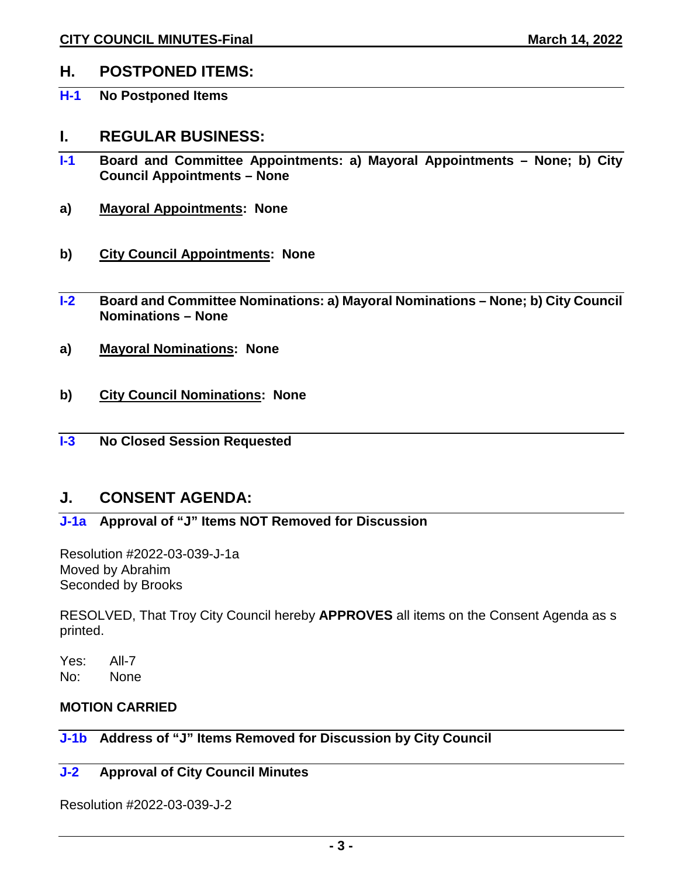## H. POSTPONED ITEMS:

**H-1 No Postponed Items**

## I. REGULAR BUSINESS:

**I-1 Board and Committee Appointments: a) Mayoral Appointments – None; b) City Council Appointments – None**

**a) Mayoral Appointments: None**

**b) City Council Appointments: None**

**I-2 Board and Committee Nominations: a) Mayoral Nominations – None; b) City Council Nominations – None**

**a) Mayoral Nominations: None**

**b) City Council Nominations: None**

**I-3 No Closed Session Requested**

## J. CONSENT AGENDA:

**J-1a Approval of "J" Items NOT Removed for Discussion**

Resolution #2022-03-039-J-1a
Moved by Abrahim
Seconded by Brooks

RESOLVED, That Troy City Council hereby **APPROVES** all items on the Consent Agenda as s printed.

Yes: All-7
No: None

**MOTION CARRIED**

**J-1b Address of "J" Items Removed for Discussion by City Council**

**J-2 Approval of City Council Minutes**

Resolution #2022-03-039-J-2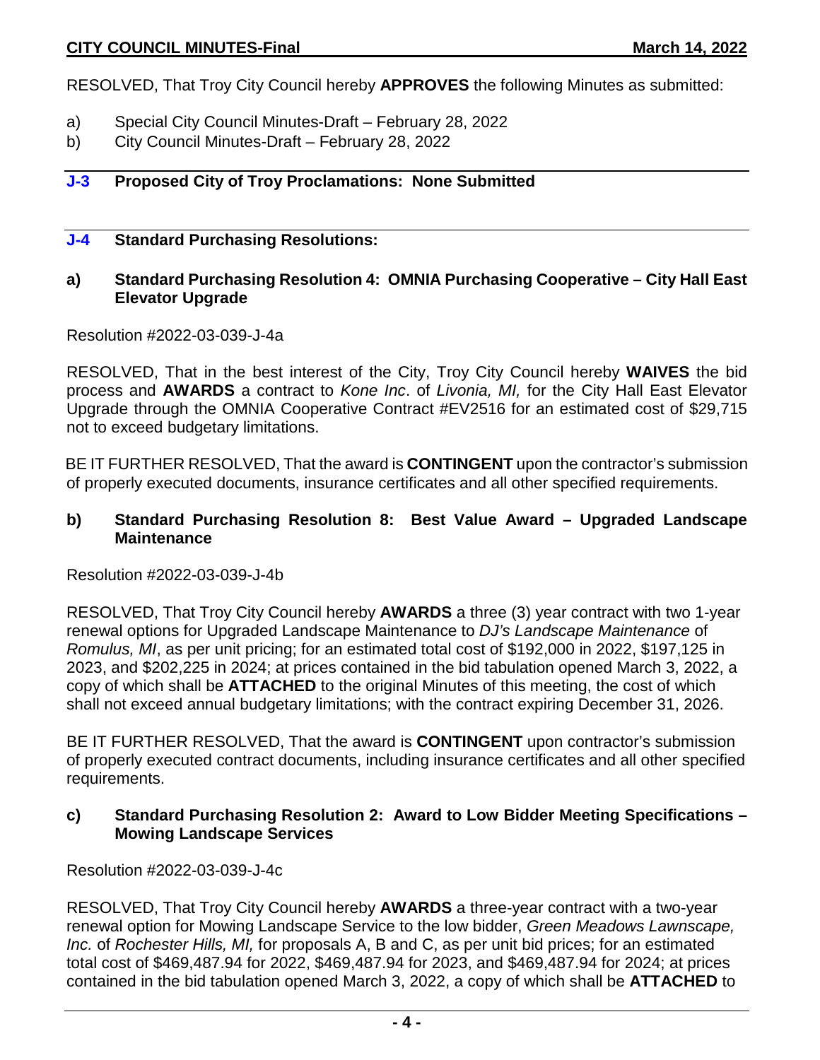RESOLVED, That Troy City Council hereby **APPROVES** the following Minutes as submitted:

a) Special City Council Minutes-Draft – February 28, 2022
b) City Council Minutes-Draft – February 28, 2022

## J-3 Proposed City of Troy Proclamations: None Submitted

## J-4 Standard Purchasing Resolutions:

### a) Standard Purchasing Resolution 4: OMNIA Purchasing Cooperative – City Hall East Elevator Upgrade

Resolution #2022-03-039-J-4a

RESOLVED, That in the best interest of the City, Troy City Council hereby **WAIVES** the bid process and **AWARDS** a contract to *Kone Inc*. of *Livonia, MI,* for the City Hall East Elevator Upgrade through the OMNIA Cooperative Contract #EV2516 for an estimated cost of $29,715 not to exceed budgetary limitations.

BE IT FURTHER RESOLVED, That the award is **CONTINGENT** upon the contractor's submission of properly executed documents, insurance certificates and all other specified requirements.

### b) Standard Purchasing Resolution 8: Best Value Award – Upgraded Landscape Maintenance

Resolution #2022-03-039-J-4b

RESOLVED, That Troy City Council hereby **AWARDS** a three (3) year contract with two 1-year renewal options for Upgraded Landscape Maintenance to *DJ's Landscape Maintenance* of *Romulus, MI*, as per unit pricing; for an estimated total cost of $192,000 in 2022, $197,125 in 2023, and $202,225 in 2024; at prices contained in the bid tabulation opened March 3, 2022, a copy of which shall be **ATTACHED** to the original Minutes of this meeting, the cost of which shall not exceed annual budgetary limitations; with the contract expiring December 31, 2026.

BE IT FURTHER RESOLVED, That the award is **CONTINGENT** upon contractor's submission of properly executed contract documents, including insurance certificates and all other specified requirements.

### c) Standard Purchasing Resolution 2: Award to Low Bidder Meeting Specifications – Mowing Landscape Services

Resolution #2022-03-039-J-4c

RESOLVED, That Troy City Council hereby **AWARDS** a three-year contract with a two-year renewal option for Mowing Landscape Service to the low bidder, *Green Meadows Lawnscape, Inc.* of *Rochester Hills, MI,* for proposals A, B and C, as per unit bid prices; for an estimated total cost of $469,487.94 for 2022, $469,487.94 for 2023, and $469,487.94 for 2024; at prices contained in the bid tabulation opened March 3, 2022, a copy of which shall be **ATTACHED** to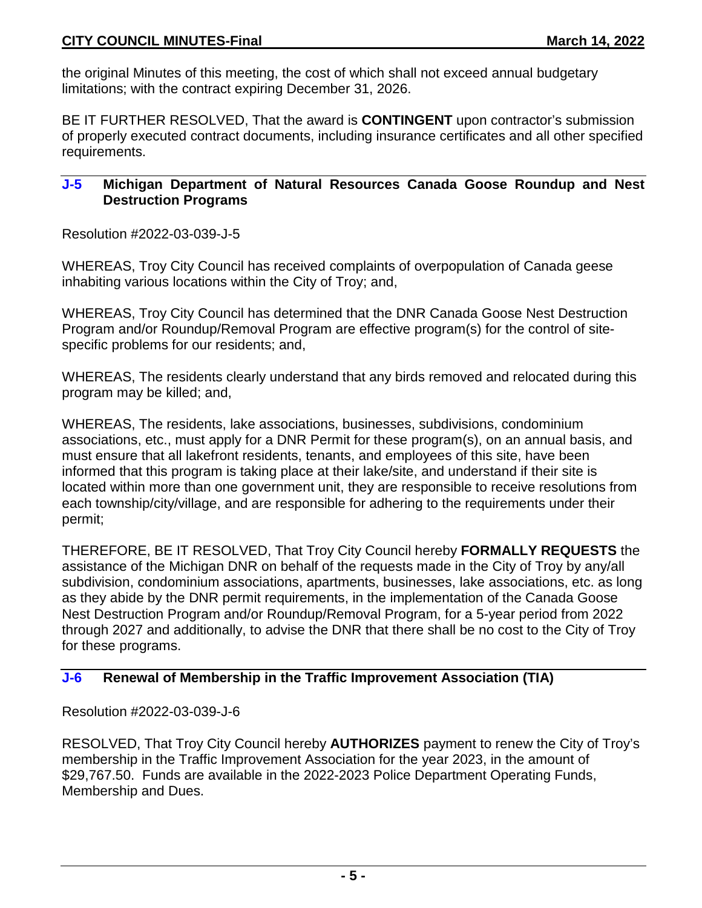the original Minutes of this meeting, the cost of which shall not exceed annual budgetary limitations; with the contract expiring December 31, 2026.

BE IT FURTHER RESOLVED, That the award is **CONTINGENT** upon contractor's submission of properly executed contract documents, including insurance certificates and all other specified requirements.

### J-5 Michigan Department of Natural Resources Canada Goose Roundup and Nest Destruction Programs

Resolution #2022-03-039-J-5

WHEREAS, Troy City Council has received complaints of overpopulation of Canada geese inhabiting various locations within the City of Troy; and,

WHEREAS, Troy City Council has determined that the DNR Canada Goose Nest Destruction Program and/or Roundup/Removal Program are effective program(s) for the control of site-specific problems for our residents; and,

WHEREAS, The residents clearly understand that any birds removed and relocated during this program may be killed; and,

WHEREAS, The residents, lake associations, businesses, subdivisions, condominium associations, etc., must apply for a DNR Permit for these program(s), on an annual basis, and must ensure that all lakefront residents, tenants, and employees of this site, have been informed that this program is taking place at their lake/site, and understand if their site is located within more than one government unit, they are responsible to receive resolutions from each township/city/village, and are responsible for adhering to the requirements under their permit;

THEREFORE, BE IT RESOLVED, That Troy City Council hereby **FORMALLY REQUESTS** the assistance of the Michigan DNR on behalf of the requests made in the City of Troy by any/all subdivision, condominium associations, apartments, businesses, lake associations, etc. as long as they abide by the DNR permit requirements, in the implementation of the Canada Goose Nest Destruction Program and/or Roundup/Removal Program, for a 5-year period from 2022 through 2027 and additionally, to advise the DNR that there shall be no cost to the City of Troy for these programs.

### J-6 Renewal of Membership in the Traffic Improvement Association (TIA)

Resolution #2022-03-039-J-6

RESOLVED, That Troy City Council hereby **AUTHORIZES** payment to renew the City of Troy's membership in the Traffic Improvement Association for the year 2023, in the amount of $29,767.50. Funds are available in the 2022-2023 Police Department Operating Funds, Membership and Dues.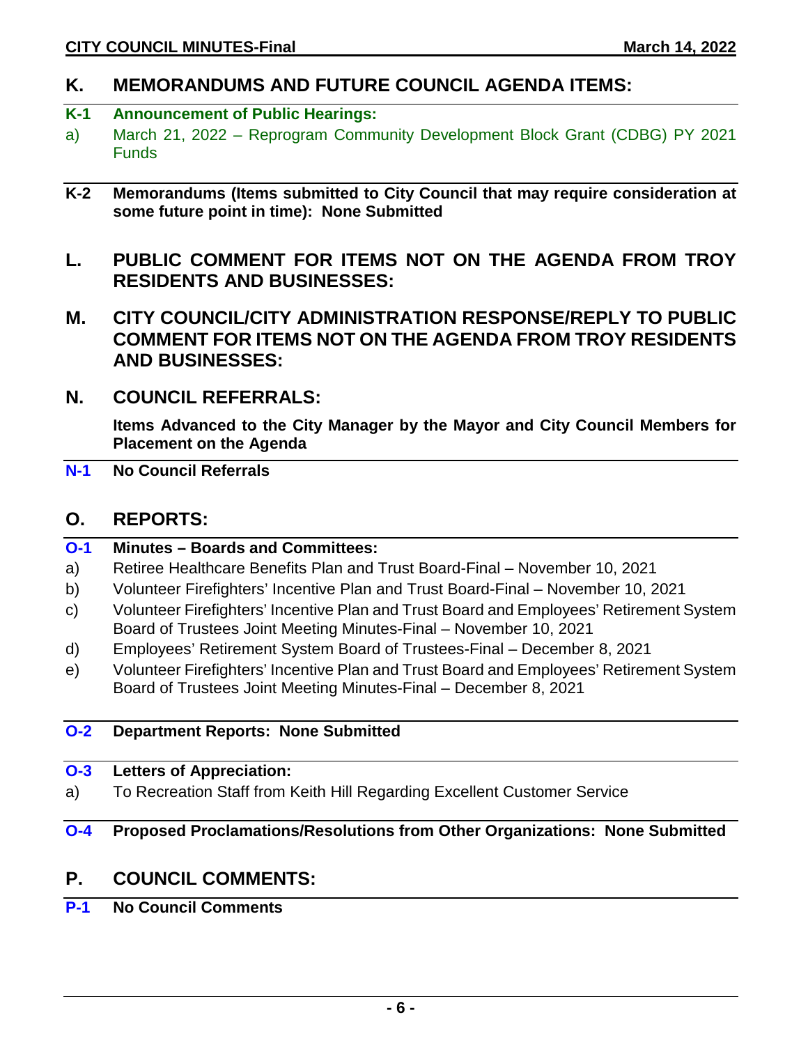## K. MEMORANDUMS AND FUTURE COUNCIL AGENDA ITEMS:

**K-1 Announcement of Public Hearings:**

a) March 21, 2022 – Reprogram Community Development Block Grant (CDBG) PY 2021 Funds

**K-2 Memorandums (Items submitted to City Council that may require consideration at some future point in time): None Submitted**

## L. PUBLIC COMMENT FOR ITEMS NOT ON THE AGENDA FROM TROY RESIDENTS AND BUSINESSES:

## M. CITY COUNCIL/CITY ADMINISTRATION RESPONSE/REPLY TO PUBLIC COMMENT FOR ITEMS NOT ON THE AGENDA FROM TROY RESIDENTS AND BUSINESSES:

## N. COUNCIL REFERRALS:

**Items Advanced to the City Manager by the Mayor and City Council Members for Placement on the Agenda**

**N-1 No Council Referrals**

## O. REPORTS:

**O-1 Minutes – Boards and Committees:**

a) Retiree Healthcare Benefits Plan and Trust Board-Final – November 10, 2021

b) Volunteer Firefighters' Incentive Plan and Trust Board-Final – November 10, 2021

c) Volunteer Firefighters' Incentive Plan and Trust Board and Employees' Retirement System Board of Trustees Joint Meeting Minutes-Final – November 10, 2021

d) Employees' Retirement System Board of Trustees-Final – December 8, 2021

e) Volunteer Firefighters' Incentive Plan and Trust Board and Employees' Retirement System Board of Trustees Joint Meeting Minutes-Final – December 8, 2021

**O-2 Department Reports: None Submitted**

**O-3 Letters of Appreciation:**

a) To Recreation Staff from Keith Hill Regarding Excellent Customer Service

**O-4 Proposed Proclamations/Resolutions from Other Organizations: None Submitted**

## P. COUNCIL COMMENTS:

**P-1 No Council Comments**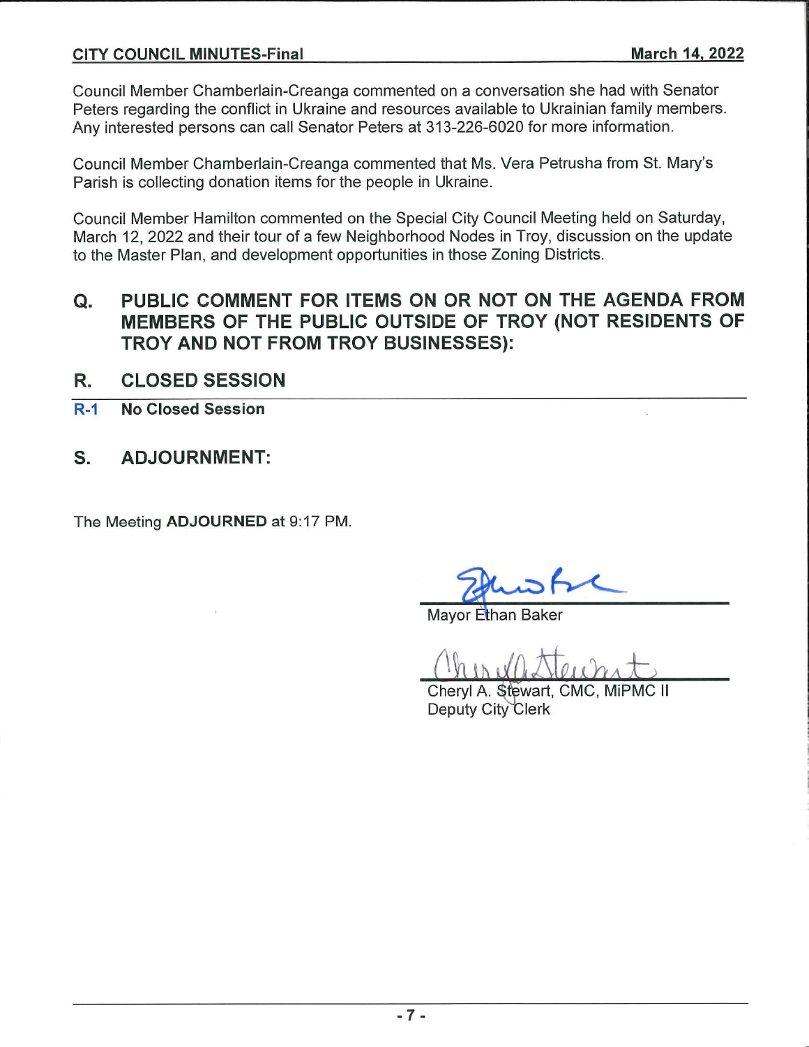Council Member Chamberlain-Creanga commented on a conversation she had with Senator Peters regarding the conflict in Ukraine and resources available to Ukrainian family members. Any interested persons can call Senator Peters at 313-226-6020 for more information.

Council Member Chamberlain-Creanga commented that Ms. Vera Petrusha from St. Mary's Parish is collecting donation items for the people in Ukraine.

Council Member Hamilton commented on the Special City Council Meeting held on Saturday, March 12, 2022 and their tour of a few Neighborhood Nodes in Troy, discussion on the update to the Master Plan, and development opportunities in those Zoning Districts.

## Q. PUBLIC COMMENT FOR ITEMS ON OR NOT ON THE AGENDA FROM MEMBERS OF THE PUBLIC OUTSIDE OF TROY (NOT RESIDENTS OF TROY AND NOT FROM TROY BUSINESSES):

## R. CLOSED SESSION

**R-1 No Closed Session**

## S. ADJOURNMENT:

The Meeting **ADJOURNED** at 9:17 PM.

Mayor Ethan Baker

Cheryl A. Stewart, CMC, MiPMC II
Deputy City Clerk